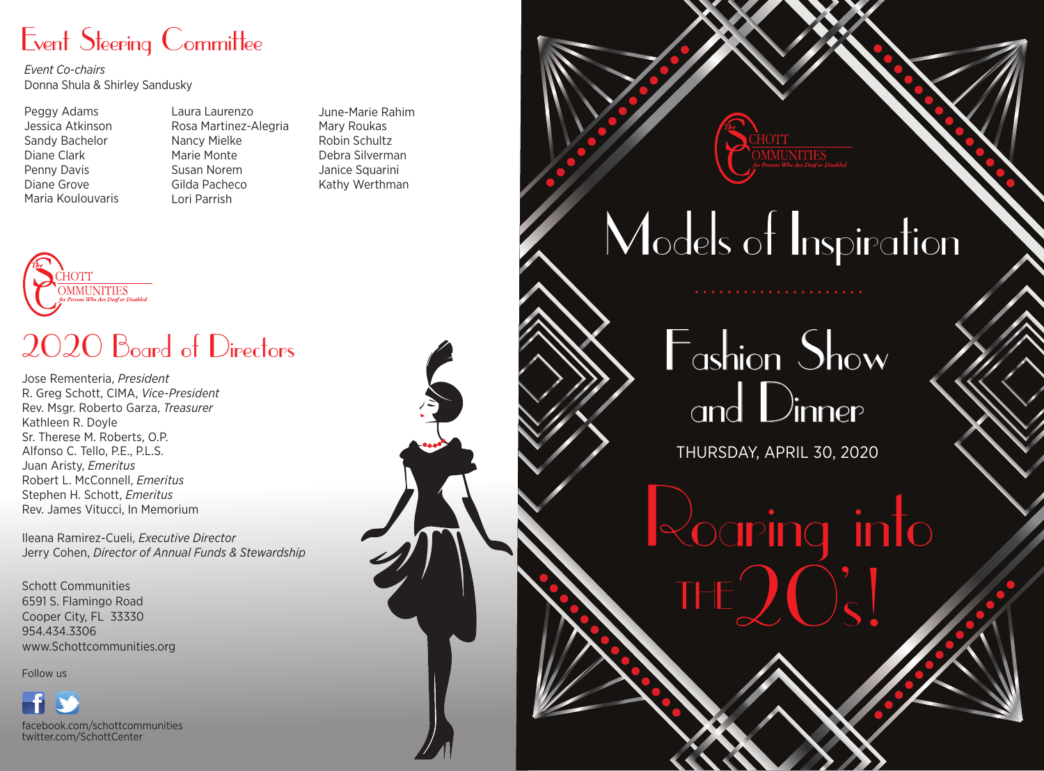# Event Steering Committee

*Event Co-chairs*
Donna Shula & Shirley Sandusky

Peggy Adams
Jessica Atkinson
Sandy Bachelor
Diane Clark
Penny Davis
Diane Grove
Maria Koulouvaris
Laura Laurenzo
Rosa Martinez-Alegria
Nancy Mielke
Marie Monte
Susan Norem
Gilda Pacheco
Lori Parrish
June-Marie Rahim
Mary Roukas
Robin Schultz
Debra Silverman
Janice Squarini
Kathy Werthman

The Schott Communities for Persons Who Are Deaf or Disabled

# 2020 Board of Directors

Jose Rementeria, *President*
R. Greg Schott, CIMA, *Vice-President*
Rev. Msgr. Roberto Garza, *Treasurer*
Kathleen R. Doyle
Sr. Therese M. Roberts, O.P.
Alfonso C. Tello, P.E., P.L.S.
Juan Aristy, *Emeritus*
Robert L. McConnell, *Emeritus*
Stephen H. Schott, *Emeritus*
Rev. James Vitucci, In Memorium

Ileana Ramirez-Cueli, *Executive Director*
Jerry Cohen, *Director of Annual Funds & Stewardship*

Schott Communities
6591 S. Flamingo Road
Cooper City, FL 33330
954.434.3306
www.Schottcommunities.org

Follow us

facebook.com/schottcommunities
twitter.com/SchottCenter

The Schott Communities for Persons Who Are Deaf or Disabled

# Models of Inspiration

## Fashion Show and Dinner

THURSDAY, APRIL 30, 2020

## Roaring into THE 20's!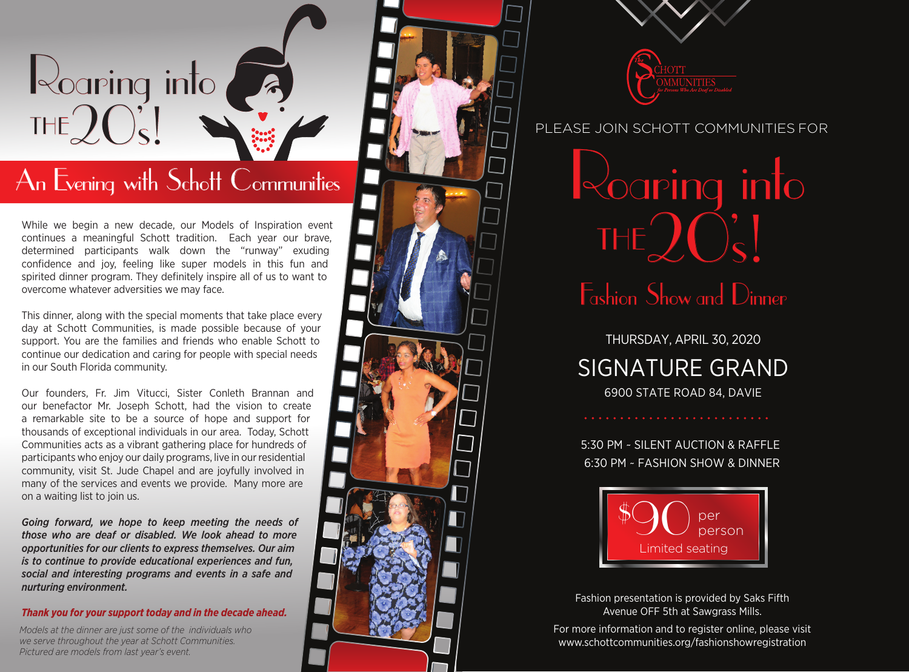# Roaring into THE 20's!

## An Evening with Schott Communities

While we begin a new decade, our Models of Inspiration event continues a meaningful Schott tradition. Each year our brave, determined participants walk down the "runway" exuding confidence and joy, feeling like super models in this fun and spirited dinner program. They definitely inspire all of us to want to overcome whatever adversities we may face.

This dinner, along with the special moments that take place every day at Schott Communities, is made possible because of your support. You are the families and friends who enable Schott to continue our dedication and caring for people with special needs in our South Florida community.

Our founders, Fr. Jim Vitucci, Sister Conleth Brannan and our benefactor Mr. Joseph Schott, had the vision to create a remarkable site to be a source of hope and support for thousands of exceptional individuals in our area. Today, Schott Communities acts as a vibrant gathering place for hundreds of participants who enjoy our daily programs, live in our residential community, visit St. Jude Chapel and are joyfully involved in many of the services and events we provide. Many more are on a waiting list to join us.

***Going forward, we hope to keep meeting the needs of those who are deaf or disabled. We look ahead to more opportunities for our clients to express themselves. Our aim is to continue to provide educational experiences and fun, social and interesting programs and events in a safe and nurturing environment.***

***Thank you for your support today and in the decade ahead.***

*Models at the dinner are just some of the individuals who we serve throughout the year at Schott Communities. Pictured are models from last year's event.*

The Schott Communities for Persons Who Are Deaf or Disabled

PLEASE JOIN SCHOTT COMMUNITIES FOR

# Roaring into THE 20's!

## Fashion Show and Dinner

THURSDAY, APRIL 30, 2020

SIGNATURE GRAND

6900 STATE ROAD 84, DAVIE

5:30 PM ~ SILENT AUCTION & RAFFLE

6:30 PM ~ FASHION SHOW & DINNER

$90 per person

Limited seating

Fashion presentation is provided by Saks Fifth Avenue OFF 5th at Sawgrass Mills.

For more information and to register online, please visit www.schottcommunities.org/fashionshowregistration